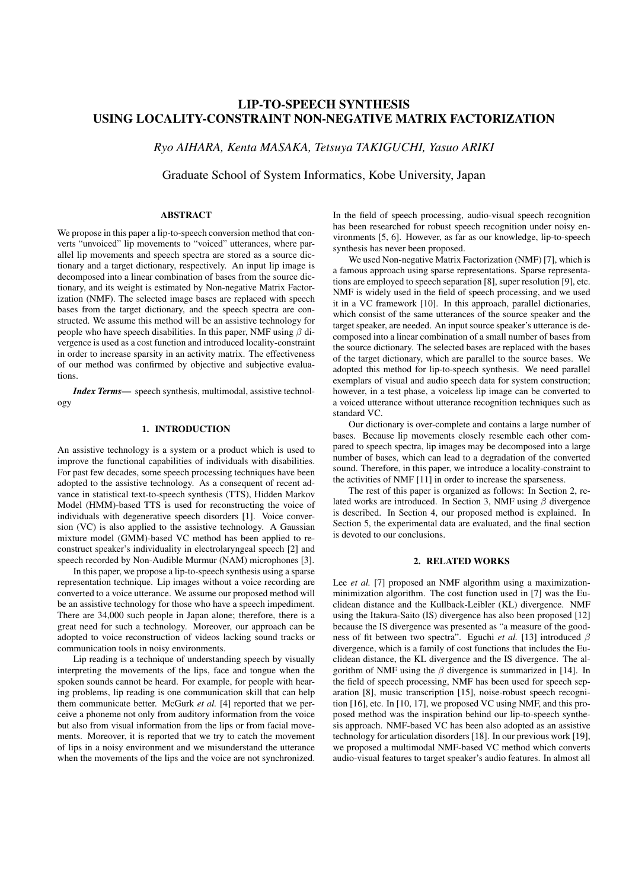# LIP-TO-SPEECH SYNTHESIS USING LOCALITY-CONSTRAINT NON-NEGATIVE MATRIX FACTORIZATION

*Ryo AIHARA, Kenta MASAKA, Tetsuya TAKIGUCHI, Yasuo ARIKI*

Graduate School of System Informatics, Kobe University, Japan

## ABSTRACT

We propose in this paper a lip-to-speech conversion method that converts "unvoiced" lip movements to "voiced" utterances, where parallel lip movements and speech spectra are stored as a source dictionary and a target dictionary, respectively. An input lip image is decomposed into a linear combination of bases from the source dictionary, and its weight is estimated by Non-negative Matrix Factorization (NMF). The selected image bases are replaced with speech bases from the target dictionary, and the speech spectra are constructed. We assume this method will be an assistive technology for people who have speech disabilities. In this paper, NMF using $\beta$ divergence is used as a cost function and introduced locality-constraint in order to increase sparsity in an activity matrix. The effectiveness of our method was confirmed by objective and subjective evaluations.

***Index Terms***— speech synthesis, multimodal, assistive technology

## 1. INTRODUCTION

An assistive technology is a system or a product which is used to improve the functional capabilities of individuals with disabilities. For past few decades, some speech processing techniques have been adopted to the assistive technology. As a consequent of recent advance in statistical text-to-speech synthesis (TTS), Hidden Markov Model (HMM)-based TTS is used for reconstructing the voice of individuals with degenerative speech disorders [1]. Voice conversion (VC) is also applied to the assistive technology. A Gaussian mixture model (GMM)-based VC method has been applied to reconstruct speaker's individuality in electrolaryngeal speech [2] and speech recorded by Non-Audible Murmur (NAM) microphones [3].

In this paper, we propose a lip-to-speech synthesis using a sparse representation technique. Lip images without a voice recording are converted to a voice utterance. We assume our proposed method will be an assistive technology for those who have a speech impediment. There are 34,000 such people in Japan alone; therefore, there is a great need for such a technology. Moreover, our approach can be adopted to voice reconstruction of videos lacking sound tracks or communication tools in noisy environments.

Lip reading is a technique of understanding speech by visually interpreting the movements of the lips, face and tongue when the spoken sounds cannot be heard. For example, for people with hearing problems, lip reading is one communication skill that can help them communicate better. McGurk *et al.* [4] reported that we perceive a phoneme not only from auditory information from the voice but also from visual information from the lips or from facial movements. Moreover, it is reported that we try to catch the movement of lips in a noisy environment and we misunderstand the utterance when the movements of the lips and the voice are not synchronized. In the field of speech processing, audio-visual speech recognition has been researched for robust speech recognition under noisy environments [5, 6]. However, as far as our knowledge, lip-to-speech synthesis has never been proposed.

We used Non-negative Matrix Factorization (NMF) [7], which is a famous approach using sparse representations. Sparse representations are employed to speech separation [8], super resolution [9], etc. NMF is widely used in the field of speech processing, and we used it in a VC framework [10]. In this approach, parallel dictionaries, which consist of the same utterances of the source speaker and the target speaker, are needed. An input source speaker's utterance is decomposed into a linear combination of a small number of bases from the source dictionary. The selected bases are replaced with the bases of the target dictionary, which are parallel to the source bases. We adopted this method for lip-to-speech synthesis. We need parallel exemplars of visual and audio speech data for system construction; however, in a test phase, a voiceless lip image can be converted to a voiced utterance without utterance recognition techniques such as standard VC.

Our dictionary is over-complete and contains a large number of bases. Because lip movements closely resemble each other compared to speech spectra, lip images may be decomposed into a large number of bases, which can lead to a degradation of the converted sound. Therefore, in this paper, we introduce a locality-constraint to the activities of NMF [11] in order to increase the sparseness.

The rest of this paper is organized as follows: In Section 2, related works are introduced. In Section 3, NMF using $\beta$ divergence is described. In Section 4, our proposed method is explained. In Section 5, the experimental data are evaluated, and the final section is devoted to our conclusions.

## 2. RELATED WORKS

Lee *et al.* [7] proposed an NMF algorithm using a maximization-minimization algorithm. The cost function used in [7] was the Euclidean distance and the Kullback-Leibler (KL) divergence. NMF using the Itakura-Saito (IS) divergence has also been proposed [12] because the IS divergence was presented as "a measure of the goodness of fit between two spectra". Eguchi *et al.* [13] introduced $\beta$ divergence, which is a family of cost functions that includes the Euclidean distance, the KL divergence and the IS divergence. The algorithm of NMF using the $\beta$ divergence is summarized in [14]. In the field of speech processing, NMF has been used for speech separation [8], music transcription [15], noise-robust speech recognition [16], etc. In [10, 17], we proposed VC using NMF, and this proposed method was the inspiration behind our lip-to-speech synthesis approach. NMF-based VC has been also adopted as an assistive technology for articulation disorders [18]. In our previous work [19], we proposed a multimodal NMF-based VC method which converts audio-visual features to target speaker's audio features. In almost all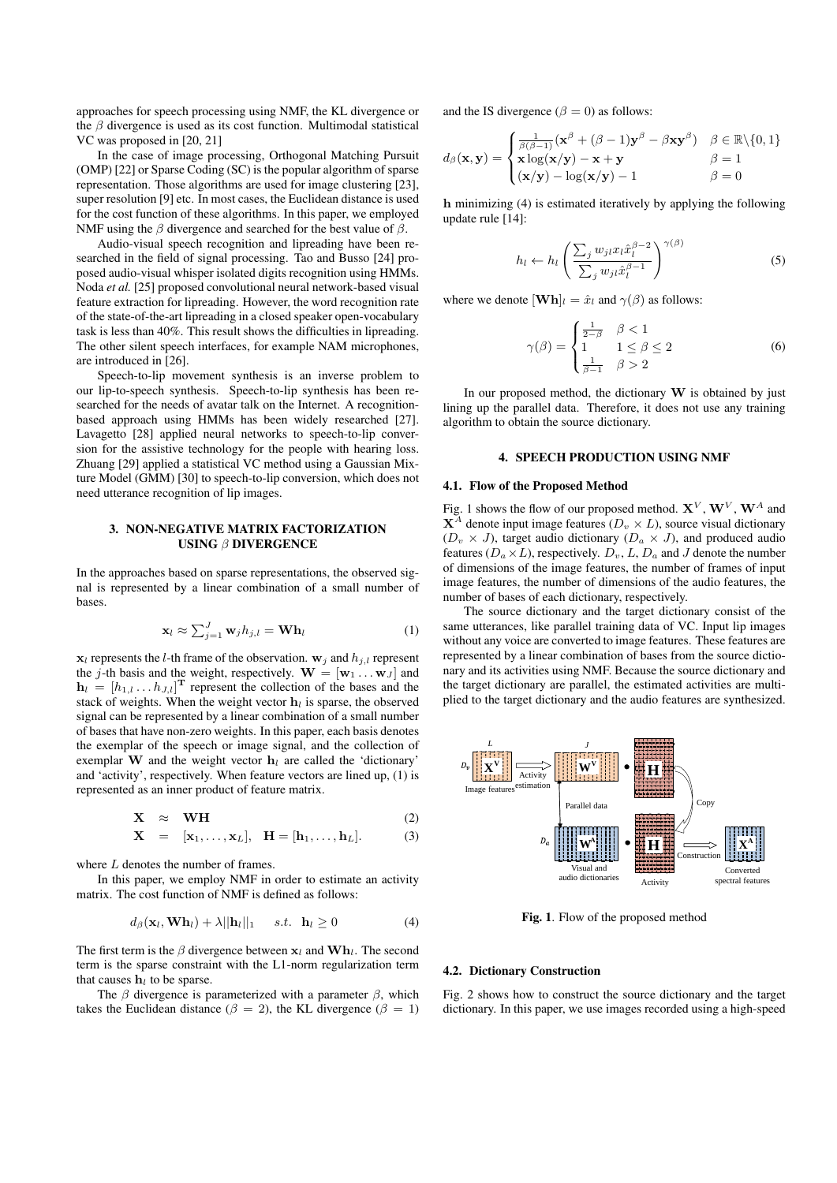approaches for speech processing using NMF, the KL divergence or the $\beta$ divergence is used as its cost function. Multimodal statistical VC was proposed in [20, 21]

In the case of image processing, Orthogonal Matching Pursuit (OMP) [22] or Sparse Coding (SC) is the popular algorithm of sparse representation. Those algorithms are used for image clustering [23], super resolution [9] etc. In most cases, the Euclidean distance is used for the cost function of these algorithms. In this paper, we employed NMF using the $\beta$ divergence and searched for the best value of $\beta$.

Audio-visual speech recognition and lipreading have been researched in the field of signal processing. Tao and Busso [24] proposed audio-visual whisper isolated digits recognition using HMMs. Noda *et al.* [25] proposed convolutional neural network-based visual feature extraction for lipreading. However, the word recognition rate of the state-of-the-art lipreading in a closed speaker open-vocabulary task is less than 40%. This result shows the difficulties in lipreading. The other silent speech interfaces, for example NAM microphones, are introduced in [26].

Speech-to-lip movement synthesis is an inverse problem to our lip-to-speech synthesis. Speech-to-lip synthesis has been researched for the needs of avatar talk on the Internet. A recognition-based approach using HMMs has been widely researched [27]. Lavagetto [28] applied neural networks to speech-to-lip conversion for the assistive technology for the people with hearing loss. Zhuang [29] applied a statistical VC method using a Gaussian Mixture Model (GMM) [30] to speech-to-lip conversion, which does not need utterance recognition of lip images.

## 3. NON-NEGATIVE MATRIX FACTORIZATION USING $\beta$ DIVERGENCE

In the approaches based on sparse representations, the observed signal is represented by a linear combination of a small number of bases.

$$\mathbf{x}_l \approx \textstyle\sum_{j=1}^{J} \mathbf{w}_j h_{j,l} = \mathbf{W}\mathbf{h}_l \tag{1}$$

$\mathbf{x}_l$ represents the $l$-th frame of the observation. $\mathbf{w}_j$ and $h_{j,l}$ represent the $j$-th basis and the weight, respectively. $\mathbf{W} = [\mathbf{w}_1 \dots \mathbf{w}_J]$ and $\mathbf{h}_l = [h_{1,l} \dots h_{J,l}]^{\mathbf{T}}$ represent the collection of the bases and the stack of weights. When the weight vector $\mathbf{h}_l$ is sparse, the observed signal can be represented by a linear combination of a small number of bases that have non-zero weights. In this paper, each basis denotes the exemplar of the speech or image signal, and the collection of exemplar $\mathbf{W}$ and the weight vector $\mathbf{h}_l$ are called the 'dictionary' and 'activity', respectively. When feature vectors are lined up, (1) is represented as an inner product of feature matrix.

$$\mathbf{X} \approx \mathbf{W}\mathbf{H} \tag{2}$$

$$\mathbf{X} = [\mathbf{x}_1, \dots, \mathbf{x}_L], \quad \mathbf{H} = [\mathbf{h}_1, \dots, \mathbf{h}_L]. \tag{3}$$

where $L$ denotes the number of frames.

In this paper, we employ NMF in order to estimate an activity matrix. The cost function of NMF is defined as follows:

$$d_\beta(\mathbf{x}_l, \mathbf{W}\mathbf{h}_l) + \lambda ||\mathbf{h}_l||_1 \quad s.t. \;\; \mathbf{h}_l \geq 0 \tag{4}$$

The first term is the $\beta$ divergence between $\mathbf{x}_l$ and $\mathbf{W}\mathbf{h}_l$. The second term is the sparse constraint with the L1-norm regularization term that causes $\mathbf{h}_l$ to be sparse.

The $\beta$ divergence is parameterized with a parameter $\beta$, which takes the Euclidean distance ($\beta = 2$), the KL divergence ($\beta = 1$) and the IS divergence ($\beta = 0$) as follows:

$$d_\beta(\mathbf{x}, \mathbf{y}) = \begin{cases} \frac{1}{\beta(\beta-1)}(\mathbf{x}^\beta + (\beta-1)\mathbf{y}^\beta - \beta\mathbf{x}\mathbf{y}^\beta) & \beta \in \mathbb{R}\backslash\{0,1\} \\ \mathbf{x}\log(\mathbf{x}/\mathbf{y}) - \mathbf{x} + \mathbf{y} & \beta = 1 \\ (\mathbf{x}/\mathbf{y}) - \log(\mathbf{x}/\mathbf{y}) - 1 & \beta = 0 \end{cases}$$

$\mathbf{h}$ minimizing (4) is estimated iteratively by applying the following update rule [14]:

$$h_l \leftarrow h_l \left( \frac{\sum_j w_{jl} x_l \hat{x}_l^{\beta-2}}{\sum_j w_{jl} \hat{x}_l^{\beta-1}} \right)^{\gamma(\beta)} \tag{5}$$

where we denote $[\mathbf{W}\mathbf{h}]_l = \hat{x}_l$ and $\gamma(\beta)$ as follows:

$$\gamma(\beta) = \begin{cases} \frac{1}{2-\beta} & \beta < 1 \\ 1 & 1 \leq \beta \leq 2 \\ \frac{1}{\beta-1} & \beta > 2 \end{cases} \tag{6}$$

In our proposed method, the dictionary $\mathbf{W}$ is obtained by just lining up the parallel data. Therefore, it does not use any training algorithm to obtain the source dictionary.

## 4. SPEECH PRODUCTION USING NMF

### 4.1. Flow of the Proposed Method

Fig. 1 shows the flow of our proposed method. $\mathbf{X}^V$, $\mathbf{W}^V$, $\mathbf{W}^A$ and $\mathbf{X}^A$ denote input image features ($D_v \times L$), source visual dictionary ($D_v \times J$), target audio dictionary ($D_a \times J$), and produced audio features ($D_a \times L$), respectively. $D_v$, $L$, $D_a$ and $J$ denote the number of dimensions of the image features, the number of frames of input image features, the number of dimensions of the audio features, the number of bases of each dictionary, respectively.

The source dictionary and the target dictionary consist of the same utterances, like parallel training data of VC. Input lip images without any voice are converted to image features. These features are represented by a linear combination of bases from the source dictionary and its activities using NMF. Because the source dictionary and the target dictionary are parallel, the estimated activities are multiplied to the target dictionary and the audio features are synthesized.

**Fig. 1**. Flow of the proposed method

### 4.2. Dictionary Construction

Fig. 2 shows how to construct the source dictionary and the target dictionary. In this paper, we use images recorded using a high-speed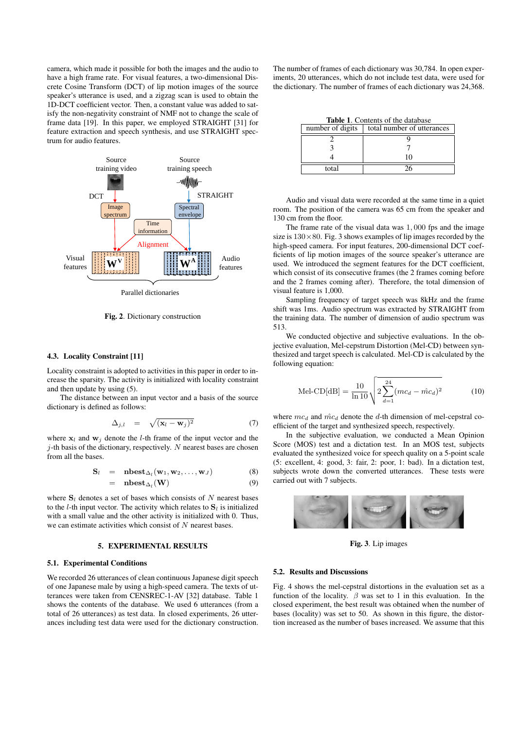camera, which made it possible for both the images and the audio to have a high frame rate. For visual features, a two-dimensional Discrete Cosine Transform (DCT) of lip motion images of the source speaker's utterance is used, and a zigzag scan is used to obtain the 1D-DCT coefficient vector. Then, a constant value was added to satisfy the non-negativity constraint of NMF not to change the scale of frame data [19]. In this paper, we employed STRAIGHT [31] for feature extraction and speech synthesis, and use STRAIGHT spectrum for audio features.

**Fig. 2**. Dictionary construction

### 4.3. Locality Constraint [11]

Locality constraint is adopted to activities in this paper in order to increase the sparsity. The activity is initialized with locality constraint and then update by using (5).

The distance between an input vector and a basis of the source dictionary is defined as follows:

$$\Delta_{j,l} \quad = \quad \sqrt{(\mathbf{x}_l - \mathbf{w}_j)^2} \tag{7}$$

where $\mathbf{x}_l$ and $\mathbf{w}_j$ denote the $l$-th frame of the input vector and the $j$-th basis of the dictionary, respectively. $N$ nearest bases are chosen from all the bases.

$$\begin{aligned} \mathbf{S}_l &= \mathbf{nbest}_{\Delta_l}(\mathbf{w}_1, \mathbf{w}_2, \dots, \mathbf{w}_J) \quad (8) \\ &= \mathbf{nbest}_{\Delta_l}(\mathbf{W}) \quad (9) \end{aligned}$$

where $\mathbf{S}_l$ denotes a set of bases which consists of $N$ nearest bases to the $l$-th input vector. The activity which relates to $\mathbf{S}_l$ is initialized with a small value and the other activity is initialized with 0. Thus, we can estimate activities which consist of $N$ nearest bases.

## 5. EXPERIMENTAL RESULTS

### 5.1. Experimental Conditions

We recorded 26 utterances of clean continuous Japanese digit speech of one Japanese male by using a high-speed camera. The texts of utterances were taken from CENSREC-1-AV [32] database. Table 1 shows the contents of the database. We used 6 utterances (from a total of 26 utterances) as test data. In closed experiments, 26 utterances including test data were used for the dictionary construction. The number of frames of each dictionary was 30,784. In open experiments, 20 utterances, which do not include test data, were used for the dictionary. The number of frames of each dictionary was 24,368.

**Table 1**. Contents of the database

| number of digits | total number of utterances |
|---|---|
| 2 | 9 |
| 3 | 7 |
| 4 | 10 |
| total | 26 |

Audio and visual data were recorded at the same time in a quiet room. The position of the camera was 65 cm from the speaker and 130 cm from the floor.

The frame rate of the visual data was $1,000$ fps and the image size is $130 \times 80$. Fig. 3 shows examples of lip images recorded by the high-speed camera. For input features, 200-dimensional DCT coefficients of lip motion images of the source speaker's utterance are used. We introduced the segment features for the DCT coefficient, which consist of its consecutive frames (the 2 frames coming before and the 2 frames coming after). Therefore, the total dimension of visual feature is 1,000.

Sampling frequency of target speech was 8kHz and the frame shift was 1ms. Audio spectrum was extracted by STRAIGHT from the training data. The number of dimension of audio spectrum was 513.

We conducted objective and subjective evaluations. In the objective evaluation, Mel-cepstrum Distortion (Mel-CD) between synthesized and target speech is calculated. Mel-CD is calculated by the following equation:

$$\text{Mel-CD[dB]} = \frac{10}{\ln 10} \sqrt{2 \sum_{d=1}^{24} (mc_d - \hat{mc}_d)^2} \tag{10}$$

where $mc_d$ and $\hat{mc}_d$ denote the $d$-th dimension of mel-cepstral coefficient of the target and synthesized speech, respectively.

In the subjective evaluation, we conducted a Mean Opinion Score (MOS) test and a dictation test. In an MOS test, subjects evaluated the synthesized voice for speech quality on a 5-point scale (5: excellent, 4: good, 3: fair, 2: poor, 1: bad). In a dictation test, subjects wrote down the converted utterances. These tests were carried out with 7 subjects.

**Fig. 3**. Lip images

### 5.2. Results and Discussions

Fig. 4 shows the mel-cepstral distortions in the evaluation set as a function of the locality. $\beta$ was set to 1 in this evaluation. In the closed experiment, the best result was obtained when the number of bases (locality) was set to 50. As shown in this figure, the distortion increased as the number of bases increased. We assume that this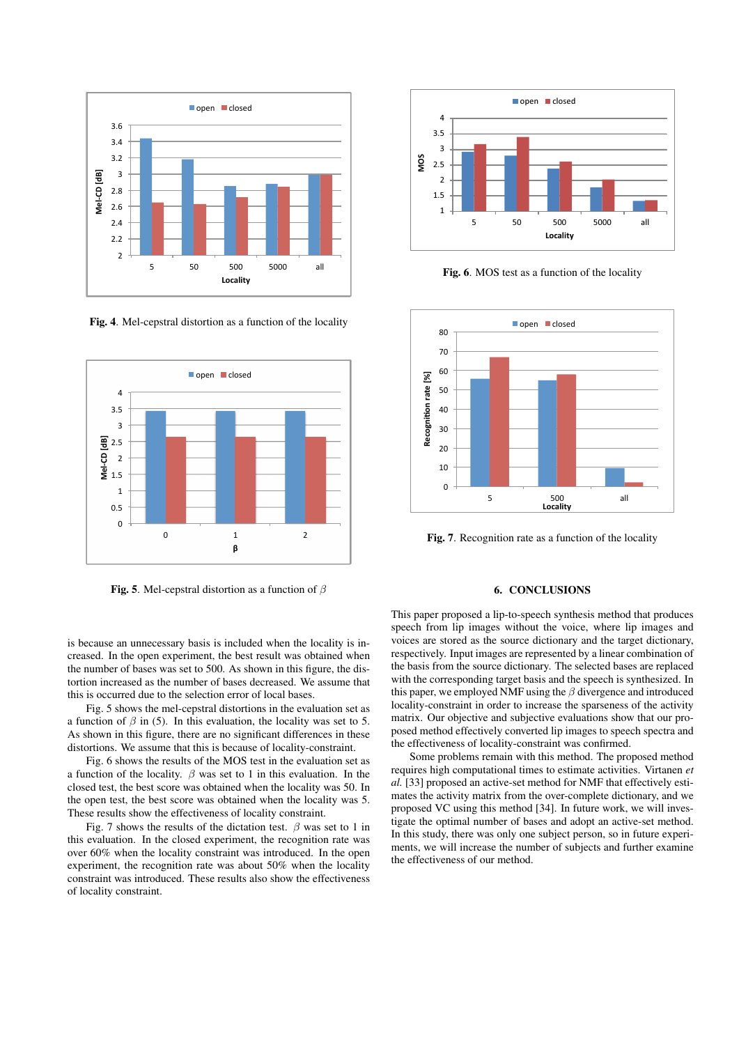Fig. 4. Mel-cepstral distortion as a function of the locality

Fig. 5. Mel-cepstral distortion as a function of $\beta$

Fig. 6. MOS test as a function of the locality

Fig. 7. Recognition rate as a function of the locality

is because an unnecessary basis is included when the locality is increased. In the open experiment, the best result was obtained when the number of bases was set to 500. As shown in this figure, the distortion increased as the number of bases decreased. We assume that this is occurred due to the selection error of local bases.

Fig. 5 shows the mel-cepstral distortions in the evaluation set as a function of $\beta$ in (5). In this evaluation, the locality was set to 5. As shown in this figure, there are no significant differences in these distortions. We assume that this is because of locality-constraint.

Fig. 6 shows the results of the MOS test in the evaluation set as a function of the locality. $\beta$ was set to 1 in this evaluation. In the closed test, the best score was obtained when the locality was 50. In the open test, the best score was obtained when the locality was 5. These results show the effectiveness of locality constraint.

Fig. 7 shows the results of the dictation test. $\beta$ was set to 1 in this evaluation. In the closed experiment, the recognition rate was over 60% when the locality constraint was introduced. In the open experiment, the recognition rate was about 50% when the locality constraint was introduced. These results also show the effectiveness of locality constraint.

## 6. CONCLUSIONS

This paper proposed a lip-to-speech synthesis method that produces speech from lip images without the voice, where lip images and voices are stored as the source dictionary and the target dictionary, respectively. Input images are represented by a linear combination of the basis from the source dictionary. The selected bases are replaced with the corresponding target basis and the speech is synthesized. In this paper, we employed NMF using the $\beta$ divergence and introduced locality-constraint in order to increase the sparseness of the activity matrix. Our objective and subjective evaluations show that our proposed method effectively converted lip images to speech spectra and the effectiveness of locality-constraint was confirmed.

Some problems remain with this method. The proposed method requires high computational times to estimate activities. Virtanen *et al.* [33] proposed an active-set method for NMF that effectively estimates the activity matrix from the over-complete dictionary, and we proposed VC using this method [34]. In future work, we will investigate the optimal number of bases and adopt an active-set method. In this study, there was only one subject person, so in future experiments, we will increase the number of subjects and further examine the effectiveness of our method.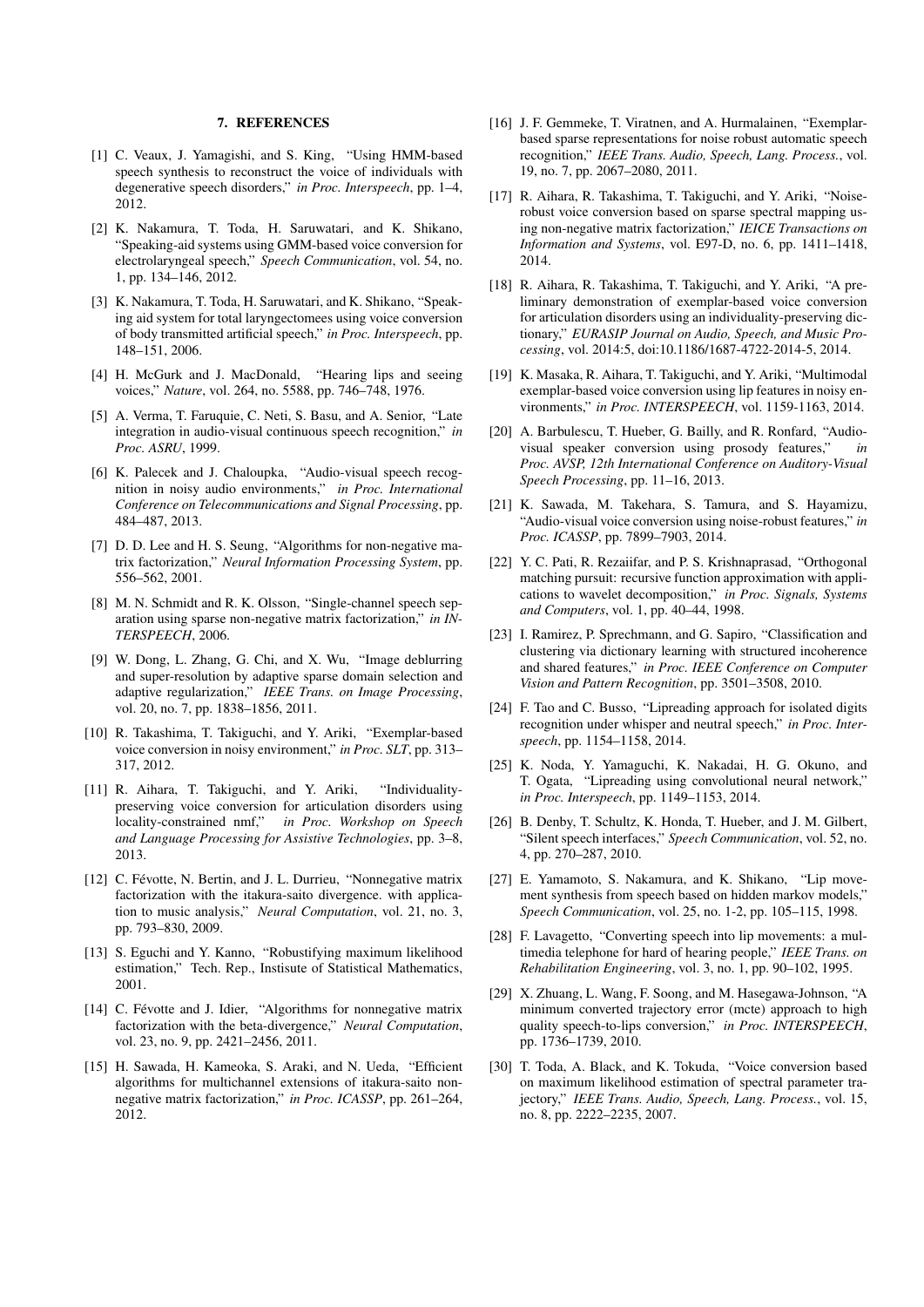## 7. REFERENCES

[1] C. Veaux, J. Yamagishi, and S. King, "Using HMM-based speech synthesis to reconstruct the voice of individuals with degenerative speech disorders," *in Proc. Interspeech*, pp. 1–4, 2012.

[2] K. Nakamura, T. Toda, H. Saruwatari, and K. Shikano, "Speaking-aid systems using GMM-based voice conversion for electrolaryngeal speech," *Speech Communication*, vol. 54, no. 1, pp. 134–146, 2012.

[3] K. Nakamura, T. Toda, H. Saruwatari, and K. Shikano, "Speaking aid system for total laryngectomees using voice conversion of body transmitted artificial speech," *in Proc. Interspeech*, pp. 148–151, 2006.

[4] H. McGurk and J. MacDonald, "Hearing lips and seeing voices," *Nature*, vol. 264, no. 5588, pp. 746–748, 1976.

[5] A. Verma, T. Faruquie, C. Neti, S. Basu, and A. Senior, "Late integration in audio-visual continuous speech recognition," *in Proc. ASRU*, 1999.

[6] K. Palecek and J. Chaloupka, "Audio-visual speech recognition in noisy audio environments," *in Proc. International Conference on Telecommunications and Signal Processing*, pp. 484–487, 2013.

[7] D. D. Lee and H. S. Seung, "Algorithms for non-negative matrix factorization," *Neural Information Processing System*, pp. 556–562, 2001.

[8] M. N. Schmidt and R. K. Olsson, "Single-channel speech separation using sparse non-negative matrix factorization," *in INTERSPEECH*, 2006.

[9] W. Dong, L. Zhang, G. Chi, and X. Wu, "Image deblurring and super-resolution by adaptive sparse domain selection and adaptive regularization," *IEEE Trans. on Image Processing*, vol. 20, no. 7, pp. 1838–1856, 2011.

[10] R. Takashima, T. Takiguchi, and Y. Ariki, "Exemplar-based voice conversion in noisy environment," *in Proc. SLT*, pp. 313–317, 2012.

[11] R. Aihara, T. Takiguchi, and Y. Ariki, "Individuality-preserving voice conversion for articulation disorders using locality-constrained nmf," *in Proc. Workshop on Speech and Language Processing for Assistive Technologies*, pp. 3–8, 2013.

[12] C. Févotte, N. Bertin, and J. L. Durrieu, "Nonnegative matrix factorization with the itakura-saito divergence. with application to music analysis," *Neural Computation*, vol. 21, no. 3, pp. 793–830, 2009.

[13] S. Eguchi and Y. Kanno, "Robustifying maximum likelihood estimation," Tech. Rep., Instisute of Statistical Mathematics, 2001.

[14] C. Févotte and J. Idier, "Algorithms for nonnegative matrix factorization with the beta-divergence," *Neural Computation*, vol. 23, no. 9, pp. 2421–2456, 2011.

[15] H. Sawada, H. Kameoka, S. Araki, and N. Ueda, "Efficient algorithms for multichannel extensions of itakura-saito non-negative matrix factorization," *in Proc. ICASSP*, pp. 261–264, 2012.

[16] J. F. Gemmeke, T. Viratnen, and A. Hurmalainen, "Exemplar-based sparse representations for noise robust automatic speech recognition," *IEEE Trans. Audio, Speech, Lang. Process.*, vol. 19, no. 7, pp. 2067–2080, 2011.

[17] R. Aihara, R. Takashima, T. Takiguchi, and Y. Ariki, "Noise-robust voice conversion based on sparse spectral mapping using non-negative matrix factorization," *IEICE Transactions on Information and Systems*, vol. E97-D, no. 6, pp. 1411–1418, 2014.

[18] R. Aihara, R. Takashima, T. Takiguchi, and Y. Ariki, "A preliminary demonstration of exemplar-based voice conversion for articulation disorders using an individuality-preserving dictionary," *EURASIP Journal on Audio, Speech, and Music Processing*, vol. 2014:5, doi:10.1186/1687-4722-2014-5, 2014.

[19] K. Masaka, R. Aihara, T. Takiguchi, and Y. Ariki, "Multimodal exemplar-based voice conversion using lip features in noisy environments," *in Proc. INTERSPEECH*, vol. 1159-1163, 2014.

[20] A. Barbulescu, T. Hueber, G. Bailly, and R. Ronfard, "Audio-visual speaker conversion using prosody features," *in Proc. AVSP, 12th International Conference on Auditory-Visual Speech Processing*, pp. 11–16, 2013.

[21] K. Sawada, M. Takehara, S. Tamura, and S. Hayamizu, "Audio-visual voice conversion using noise-robust features," *in Proc. ICASSP*, pp. 7899–7903, 2014.

[22] Y. C. Pati, R. Rezaiifar, and P. S. Krishnaprasad, "Orthogonal matching pursuit: recursive function approximation with applications to wavelet decomposition," *in Proc. Signals, Systems and Computers*, vol. 1, pp. 40–44, 1998.

[23] I. Ramirez, P. Sprechmann, and G. Sapiro, "Classification and clustering via dictionary learning with structured incoherence and shared features," *in Proc. IEEE Conference on Computer Vision and Pattern Recognition*, pp. 3501–3508, 2010.

[24] F. Tao and C. Busso, "Lipreading approach for isolated digits recognition under whisper and neutral speech," *in Proc. Interspeech*, pp. 1154–1158, 2014.

[25] K. Noda, Y. Yamaguchi, K. Nakadai, H. G. Okuno, and T. Ogata, "Lipreading using convolutional neural network," *in Proc. Interspeech*, pp. 1149–1153, 2014.

[26] B. Denby, T. Schultz, K. Honda, T. Hueber, and J. M. Gilbert, "Silent speech interfaces," *Speech Communication*, vol. 52, no. 4, pp. 270–287, 2010.

[27] E. Yamamoto, S. Nakamura, and K. Shikano, "Lip movement synthesis from speech based on hidden markov models," *Speech Communication*, vol. 25, no. 1-2, pp. 105–115, 1998.

[28] F. Lavagetto, "Converting speech into lip movements: a multimedia telephone for hard of hearing people," *IEEE Trans. on Rehabilitation Engineering*, vol. 3, no. 1, pp. 90–102, 1995.

[29] X. Zhuang, L. Wang, F. Soong, and M. Hasegawa-Johnson, "A minimum converted trajectory error (mcte) approach to high quality speech-to-lips conversion," *in Proc. INTERSPEECH*, pp. 1736–1739, 2010.

[30] T. Toda, A. Black, and K. Tokuda, "Voice conversion based on maximum likelihood estimation of spectral parameter trajectory," *IEEE Trans. Audio, Speech, Lang. Process.*, vol. 15, no. 8, pp. 2222–2235, 2007.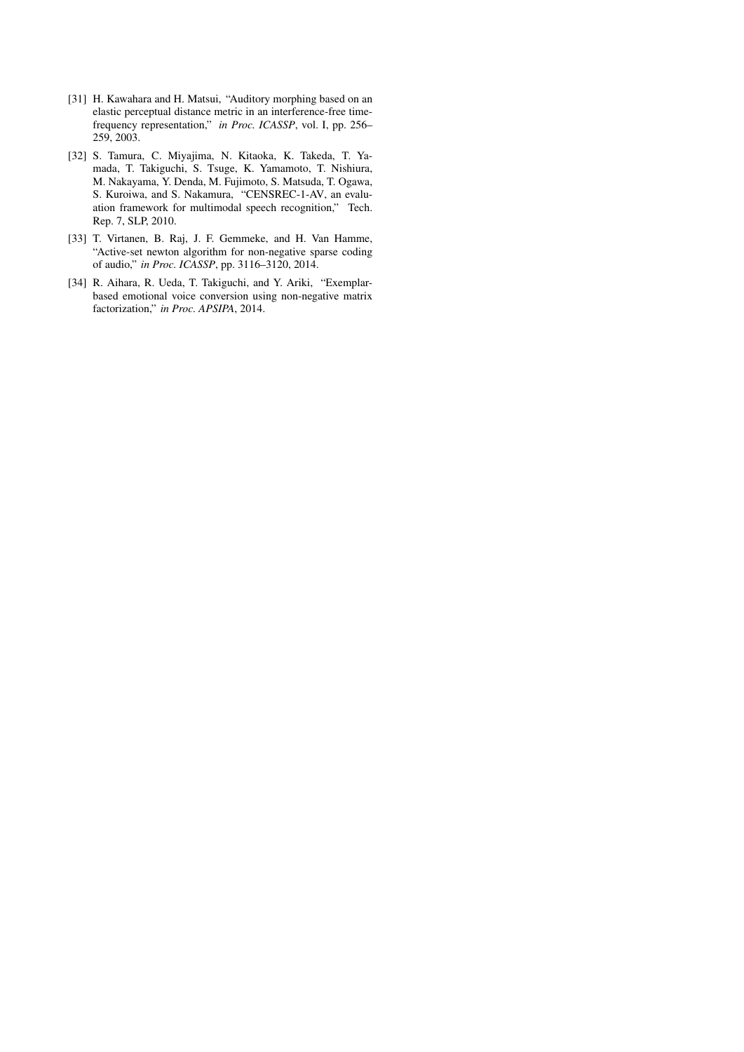[31] H. Kawahara and H. Matsui, "Auditory morphing based on an elastic perceptual distance metric in an interference-free time-frequency representation," *in Proc. ICASSP*, vol. I, pp. 256–259, 2003.

[32] S. Tamura, C. Miyajima, N. Kitaoka, K. Takeda, T. Yamada, T. Takiguchi, S. Tsuge, K. Yamamoto, T. Nishiura, M. Nakayama, Y. Denda, M. Fujimoto, S. Matsuda, T. Ogawa, S. Kuroiwa, and S. Nakamura, "CENSREC-1-AV, an evaluation framework for multimodal speech recognition," Tech. Rep. 7, SLP, 2010.

[33] T. Virtanen, B. Raj, J. F. Gemmeke, and H. Van Hamme, "Active-set newton algorithm for non-negative sparse coding of audio," *in Proc. ICASSP*, pp. 3116–3120, 2014.

[34] R. Aihara, R. Ueda, T. Takiguchi, and Y. Ariki, "Exemplar-based emotional voice conversion using non-negative matrix factorization," *in Proc. APSIPA*, 2014.